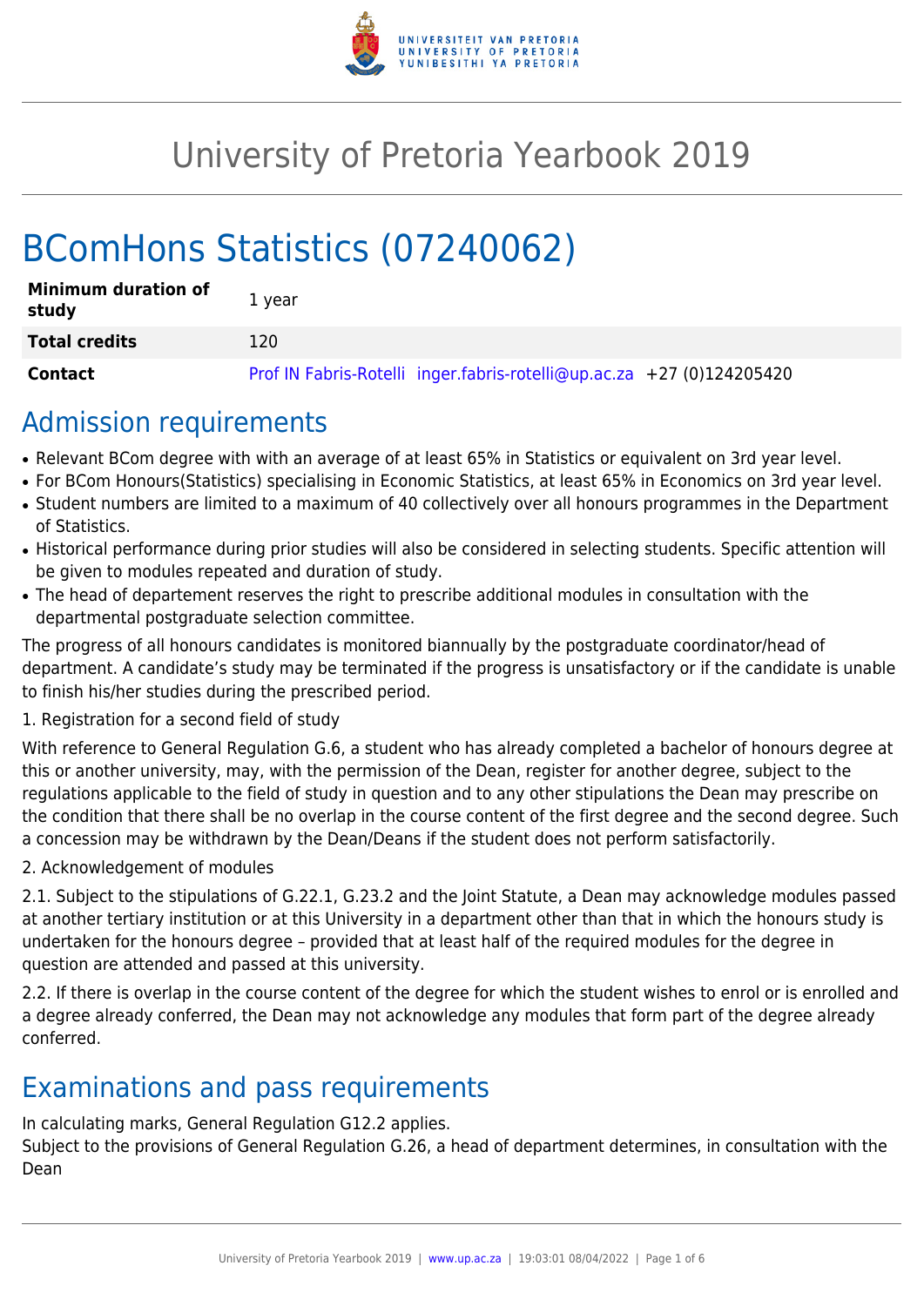# University of Pretoria Yearbook 2019

# BComHons Statistics (07240062)

| | |
|---|---|
| **Minimum duration of study** | 1 year |
| **Total credits** | 120 |
| **Contact** | Prof IN Fabris-Rotelli inger.fabris-rotelli@up.ac.za +27 (0)124205420 |

## Admission requirements

- Relevant BCom degree with with an average of at least 65% in Statistics or equivalent on 3rd year level.
- For BCom Honours(Statistics) specialising in Economic Statistics, at least 65% in Economics on 3rd year level.
- Student numbers are limited to a maximum of 40 collectively over all honours programmes in the Department of Statistics.
- Historical performance during prior studies will also be considered in selecting students. Specific attention will be given to modules repeated and duration of study.
- The head of departement reserves the right to prescribe additional modules in consultation with the departmental postgraduate selection committee.

The progress of all honours candidates is monitored biannually by the postgraduate coordinator/head of department. A candidate's study may be terminated if the progress is unsatisfactory or if the candidate is unable to finish his/her studies during the prescribed period.

1. Registration for a second field of study

With reference to General Regulation G.6, a student who has already completed a bachelor of honours degree at this or another university, may, with the permission of the Dean, register for another degree, subject to the regulations applicable to the field of study in question and to any other stipulations the Dean may prescribe on the condition that there shall be no overlap in the course content of the first degree and the second degree. Such a concession may be withdrawn by the Dean/Deans if the student does not perform satisfactorily.

2. Acknowledgement of modules

2.1. Subject to the stipulations of G.22.1, G.23.2 and the Joint Statute, a Dean may acknowledge modules passed at another tertiary institution or at this University in a department other than that in which the honours study is undertaken for the honours degree – provided that at least half of the required modules for the degree in question are attended and passed at this university.

2.2. If there is overlap in the course content of the degree for which the student wishes to enrol or is enrolled and a degree already conferred, the Dean may not acknowledge any modules that form part of the degree already conferred.

## Examinations and pass requirements

In calculating marks, General Regulation G12.2 applies.
Subject to the provisions of General Regulation G.26, a head of department determines, in consultation with the Dean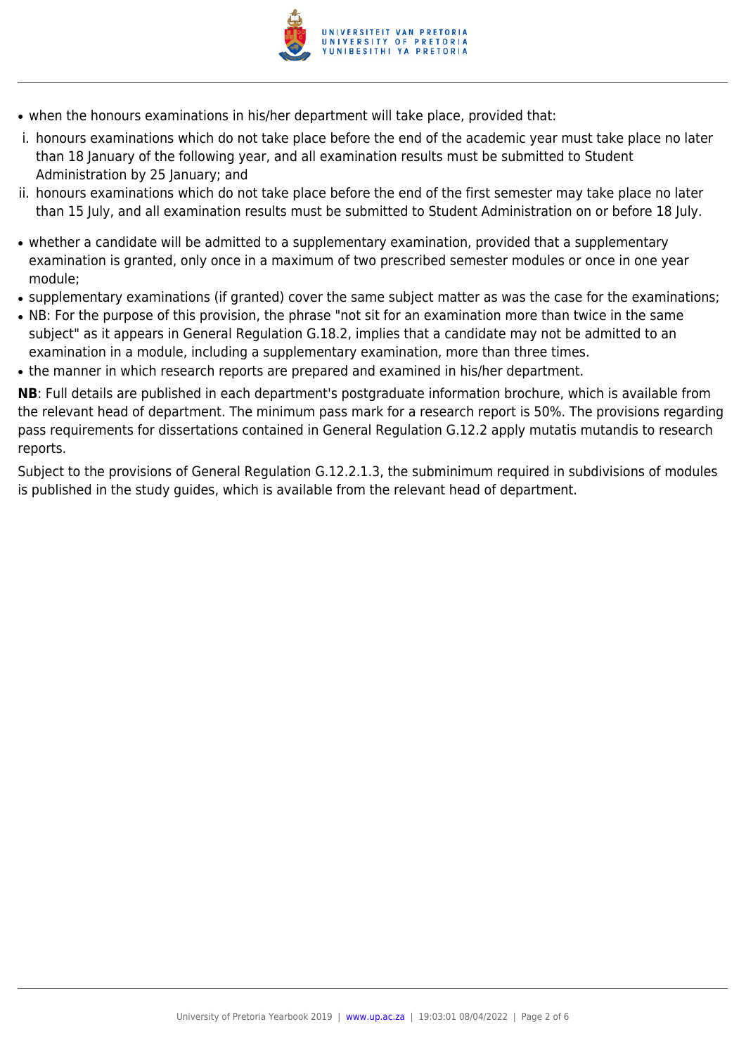- when the honours examinations in his/her department will take place, provided that:

i. honours examinations which do not take place before the end of the academic year must take place no later than 18 January of the following year, and all examination results must be submitted to Student Administration by 25 January; and

ii. honours examinations which do not take place before the end of the first semester may take place no later than 15 July, and all examination results must be submitted to Student Administration on or before 18 July.

- whether a candidate will be admitted to a supplementary examination, provided that a supplementary examination is granted, only once in a maximum of two prescribed semester modules or once in one year module;
- supplementary examinations (if granted) cover the same subject matter as was the case for the examinations;
- NB: For the purpose of this provision, the phrase "not sit for an examination more than twice in the same subject" as it appears in General Regulation G.18.2, implies that a candidate may not be admitted to an examination in a module, including a supplementary examination, more than three times.
- the manner in which research reports are prepared and examined in his/her department.

**NB**: Full details are published in each department's postgraduate information brochure, which is available from the relevant head of department. The minimum pass mark for a research report is 50%. The provisions regarding pass requirements for dissertations contained in General Regulation G.12.2 apply mutatis mutandis to research reports.

Subject to the provisions of General Regulation G.12.2.1.3, the subminimum required in subdivisions of modules is published in the study guides, which is available from the relevant head of department.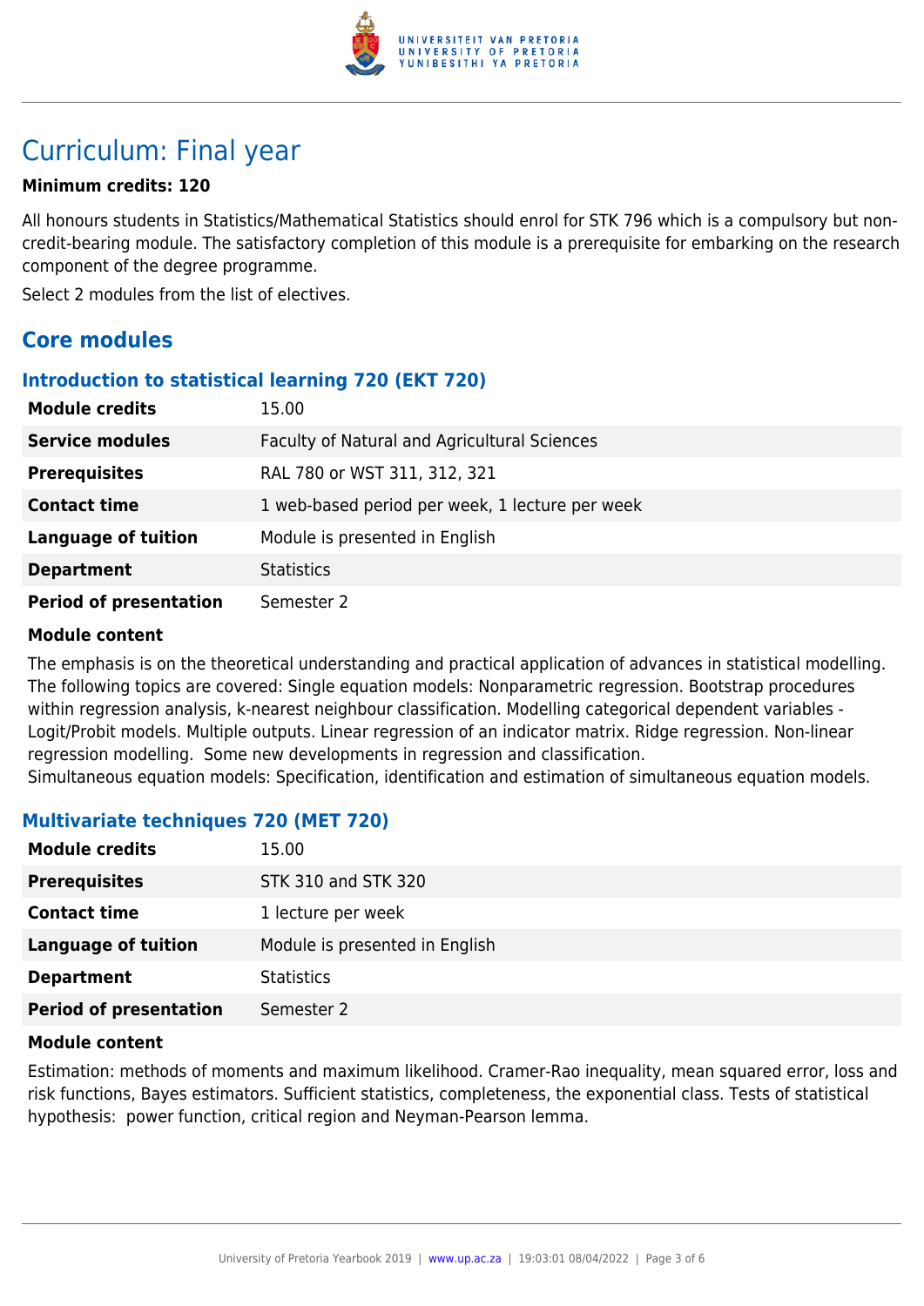# Curriculum: Final year

**Minimum credits: 120**

All honours students in Statistics/Mathematical Statistics should enrol for STK 796 which is a compulsory but non-credit-bearing module. The satisfactory completion of this module is a prerequisite for embarking on the research component of the degree programme.

Select 2 modules from the list of electives.

## Core modules

### Introduction to statistical learning 720 (EKT 720)

| | |
|---|---|
| **Module credits** | 15.00 |
| **Service modules** | Faculty of Natural and Agricultural Sciences |
| **Prerequisites** | RAL 780 or WST 311, 312, 321 |
| **Contact time** | 1 web-based period per week, 1 lecture per week |
| **Language of tuition** | Module is presented in English |
| **Department** | Statistics |
| **Period of presentation** | Semester 2 |

**Module content**

The emphasis is on the theoretical understanding and practical application of advances in statistical modelling. The following topics are covered: Single equation models: Nonparametric regression. Bootstrap procedures within regression analysis, k-nearest neighbour classification. Modelling categorical dependent variables - Logit/Probit models. Multiple outputs. Linear regression of an indicator matrix. Ridge regression. Non-linear regression modelling. Some new developments in regression and classification.
Simultaneous equation models: Specification, identification and estimation of simultaneous equation models.

### Multivariate techniques 720 (MET 720)

| | |
|---|---|
| **Module credits** | 15.00 |
| **Prerequisites** | STK 310 and STK 320 |
| **Contact time** | 1 lecture per week |
| **Language of tuition** | Module is presented in English |
| **Department** | Statistics |
| **Period of presentation** | Semester 2 |

**Module content**

Estimation: methods of moments and maximum likelihood. Cramer-Rao inequality, mean squared error, loss and risk functions, Bayes estimators. Sufficient statistics, completeness, the exponential class. Tests of statistical hypothesis: power function, critical region and Neyman-Pearson lemma.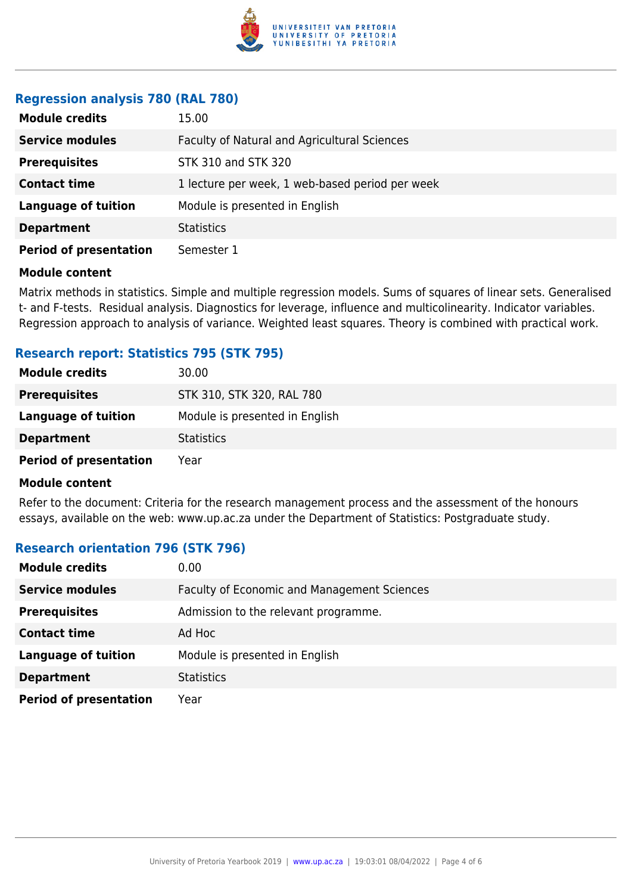### Regression analysis 780 (RAL 780)

| | |
|---|---|
| **Module credits** | 15.00 |
| **Service modules** | Faculty of Natural and Agricultural Sciences |
| **Prerequisites** | STK 310 and STK 320 |
| **Contact time** | 1 lecture per week, 1 web-based period per week |
| **Language of tuition** | Module is presented in English |
| **Department** | Statistics |
| **Period of presentation** | Semester 1 |

**Module content**

Matrix methods in statistics. Simple and multiple regression models. Sums of squares of linear sets. Generalised t- and F-tests. Residual analysis. Diagnostics for leverage, influence and multicolinearity. Indicator variables. Regression approach to analysis of variance. Weighted least squares. Theory is combined with practical work.

### Research report: Statistics 795 (STK 795)

| | |
|---|---|
| **Module credits** | 30.00 |
| **Prerequisites** | STK 310, STK 320, RAL 780 |
| **Language of tuition** | Module is presented in English |
| **Department** | Statistics |
| **Period of presentation** | Year |

**Module content**

Refer to the document: Criteria for the research management process and the assessment of the honours essays, available on the web: www.up.ac.za under the Department of Statistics: Postgraduate study.

### Research orientation 796 (STK 796)

| | |
|---|---|
| **Module credits** | 0.00 |
| **Service modules** | Faculty of Economic and Management Sciences |
| **Prerequisites** | Admission to the relevant programme. |
| **Contact time** | Ad Hoc |
| **Language of tuition** | Module is presented in English |
| **Department** | Statistics |
| **Period of presentation** | Year |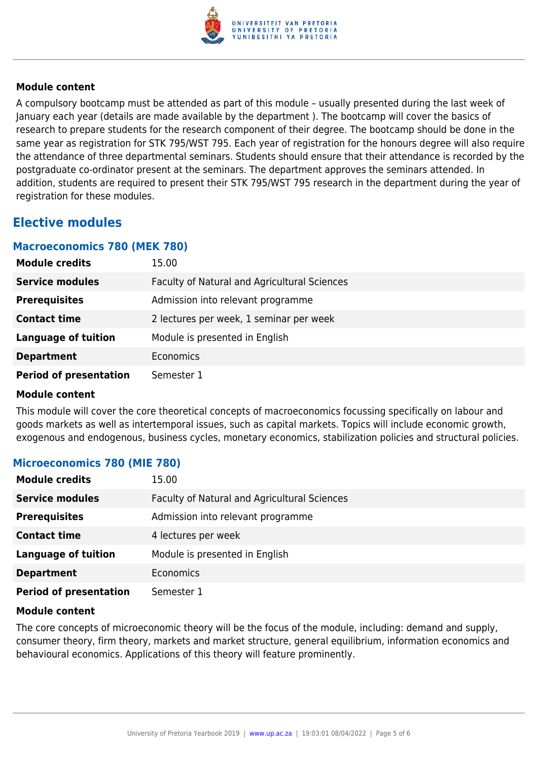#### Module content

A compulsory bootcamp must be attended as part of this module – usually presented during the last week of January each year (details are made available by the department ). The bootcamp will cover the basics of research to prepare students for the research component of their degree. The bootcamp should be done in the same year as registration for STK 795/WST 795. Each year of registration for the honours degree will also require the attendance of three departmental seminars. Students should ensure that their attendance is recorded by the postgraduate co-ordinator present at the seminars. The department approves the seminars attended. In addition, students are required to present their STK 795/WST 795 research in the department during the year of registration for these modules.

## Elective modules

### Macroeconomics 780 (MEK 780)

| | |
|---|---|
| **Module credits** | 15.00 |
| **Service modules** | Faculty of Natural and Agricultural Sciences |
| **Prerequisites** | Admission into relevant programme |
| **Contact time** | 2 lectures per week, 1 seminar per week |
| **Language of tuition** | Module is presented in English |
| **Department** | Economics |
| **Period of presentation** | Semester 1 |

#### Module content

This module will cover the core theoretical concepts of macroeconomics focussing specifically on labour and goods markets as well as intertemporal issues, such as capital markets. Topics will include economic growth, exogenous and endogenous, business cycles, monetary economics, stabilization policies and structural policies.

### Microeconomics 780 (MIE 780)

| | |
|---|---|
| **Module credits** | 15.00 |
| **Service modules** | Faculty of Natural and Agricultural Sciences |
| **Prerequisites** | Admission into relevant programme |
| **Contact time** | 4 lectures per week |
| **Language of tuition** | Module is presented in English |
| **Department** | Economics |
| **Period of presentation** | Semester 1 |

#### Module content

The core concepts of microeconomic theory will be the focus of the module, including: demand and supply, consumer theory, firm theory, markets and market structure, general equilibrium, information economics and behavioural economics. Applications of this theory will feature prominently.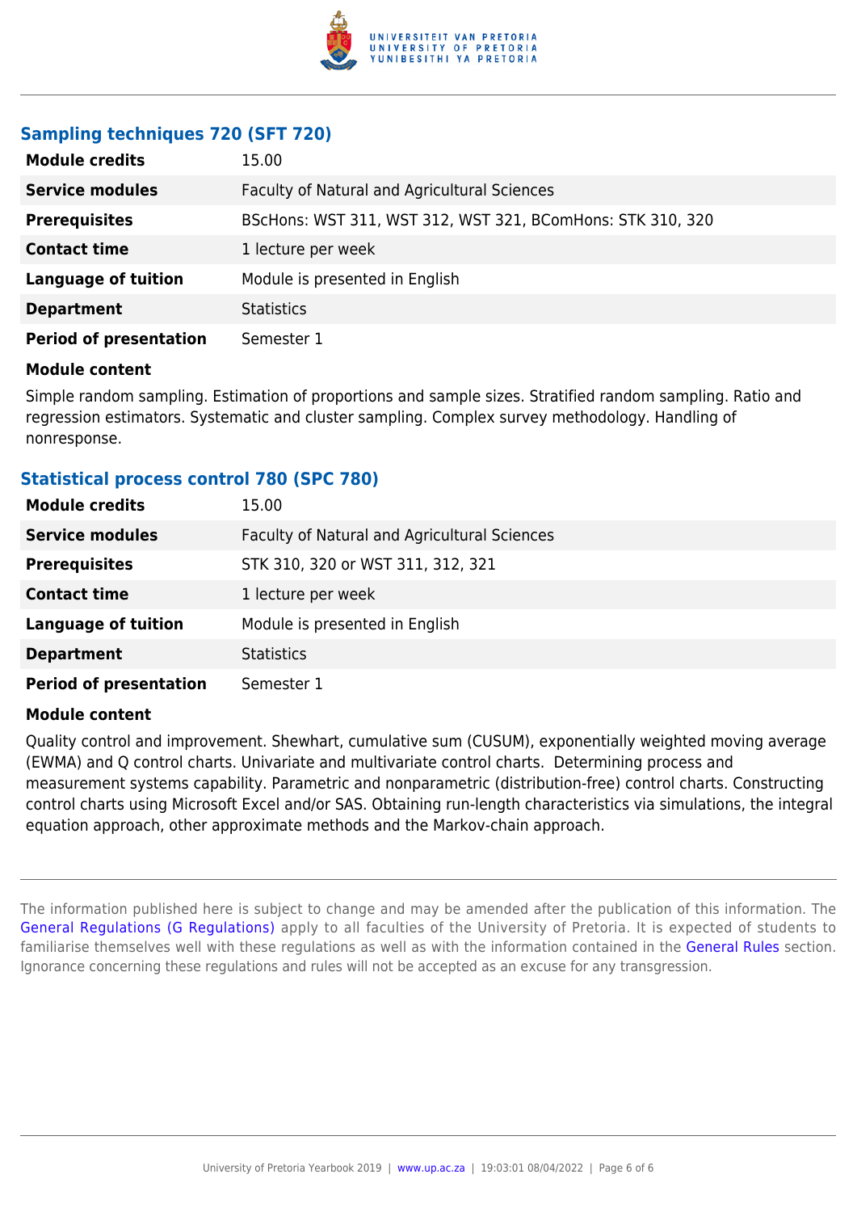### Sampling techniques 720 (SFT 720)

| | |
|---|---|
| **Module credits** | 15.00 |
| **Service modules** | Faculty of Natural and Agricultural Sciences |
| **Prerequisites** | BScHons: WST 311, WST 312, WST 321, BComHons: STK 310, 320 |
| **Contact time** | 1 lecture per week |
| **Language of tuition** | Module is presented in English |
| **Department** | Statistics |
| **Period of presentation** | Semester 1 |

**Module content**

Simple random sampling. Estimation of proportions and sample sizes. Stratified random sampling. Ratio and regression estimators. Systematic and cluster sampling. Complex survey methodology. Handling of nonresponse.

### Statistical process control 780 (SPC 780)

| | |
|---|---|
| **Module credits** | 15.00 |
| **Service modules** | Faculty of Natural and Agricultural Sciences |
| **Prerequisites** | STK 310, 320 or WST 311, 312, 321 |
| **Contact time** | 1 lecture per week |
| **Language of tuition** | Module is presented in English |
| **Department** | Statistics |
| **Period of presentation** | Semester 1 |

**Module content**

Quality control and improvement. Shewhart, cumulative sum (CUSUM), exponentially weighted moving average (EWMA) and Q control charts. Univariate and multivariate control charts. Determining process and measurement systems capability. Parametric and nonparametric (distribution-free) control charts. Constructing control charts using Microsoft Excel and/or SAS. Obtaining run-length characteristics via simulations, the integral equation approach, other approximate methods and the Markov-chain approach.

The information published here is subject to change and may be amended after the publication of this information. The General Regulations (G Regulations) apply to all faculties of the University of Pretoria. It is expected of students to familiarise themselves well with these regulations as well as with the information contained in the General Rules section. Ignorance concerning these regulations and rules will not be accepted as an excuse for any transgression.